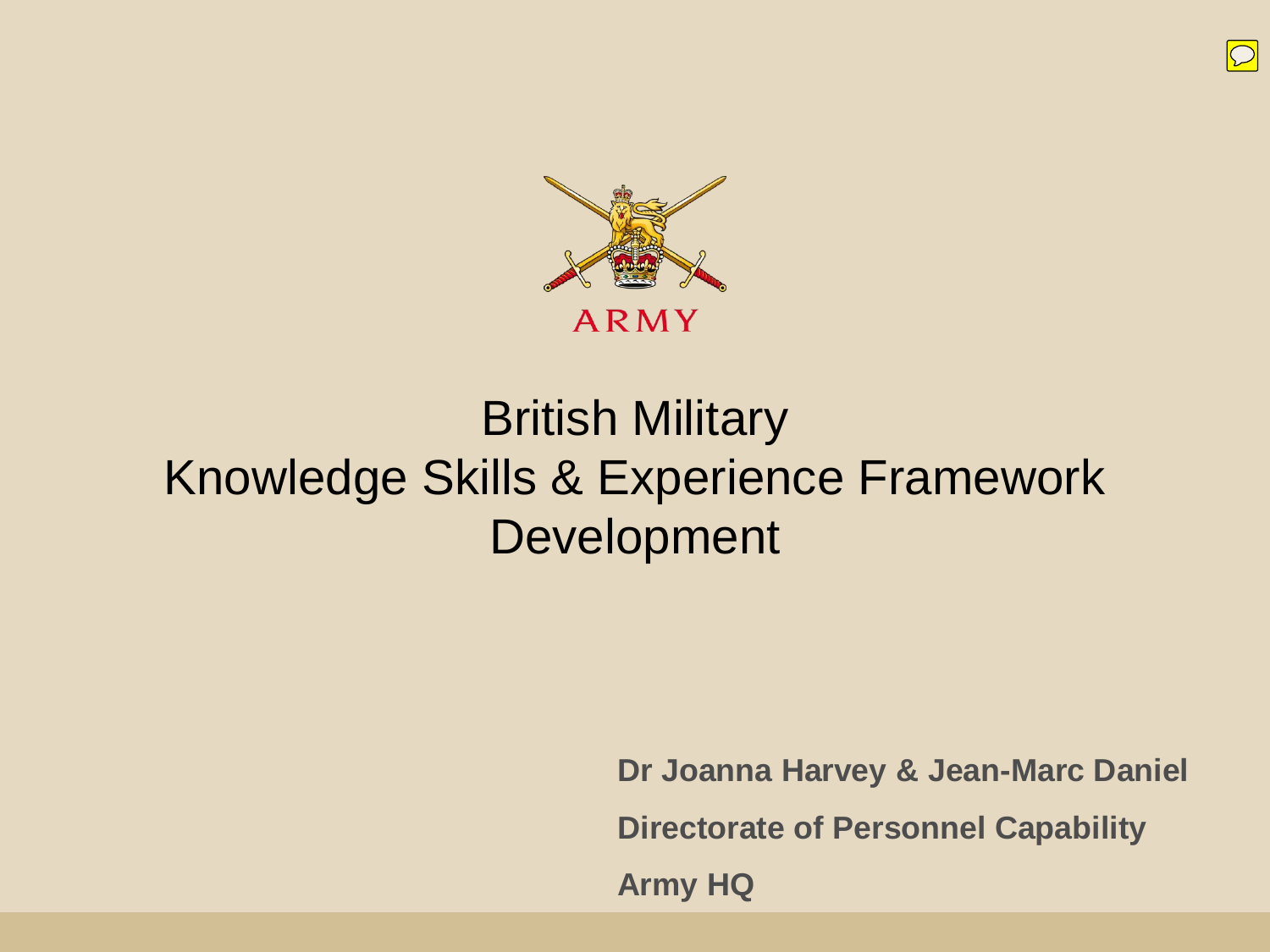ARMY

# British Military Knowledge Skills & Experience Framework Development

**Dr Joanna Harvey & Jean-Marc Daniel**

**Directorate of Personnel Capability**

**Army HQ**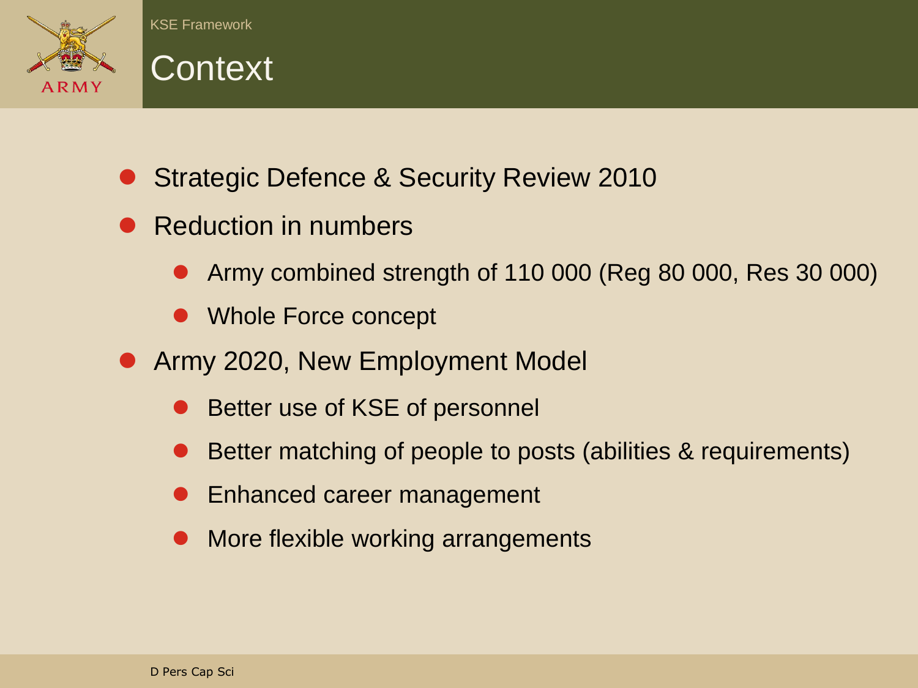# Context

- Strategic Defence & Security Review 2010
- Reduction in numbers
  - Army combined strength of 110 000 (Reg 80 000, Res 30 000)
  - Whole Force concept
- Army 2020, New Employment Model
  - Better use of KSE of personnel
  - Better matching of people to posts (abilities & requirements)
  - Enhanced career management
  - More flexible working arrangements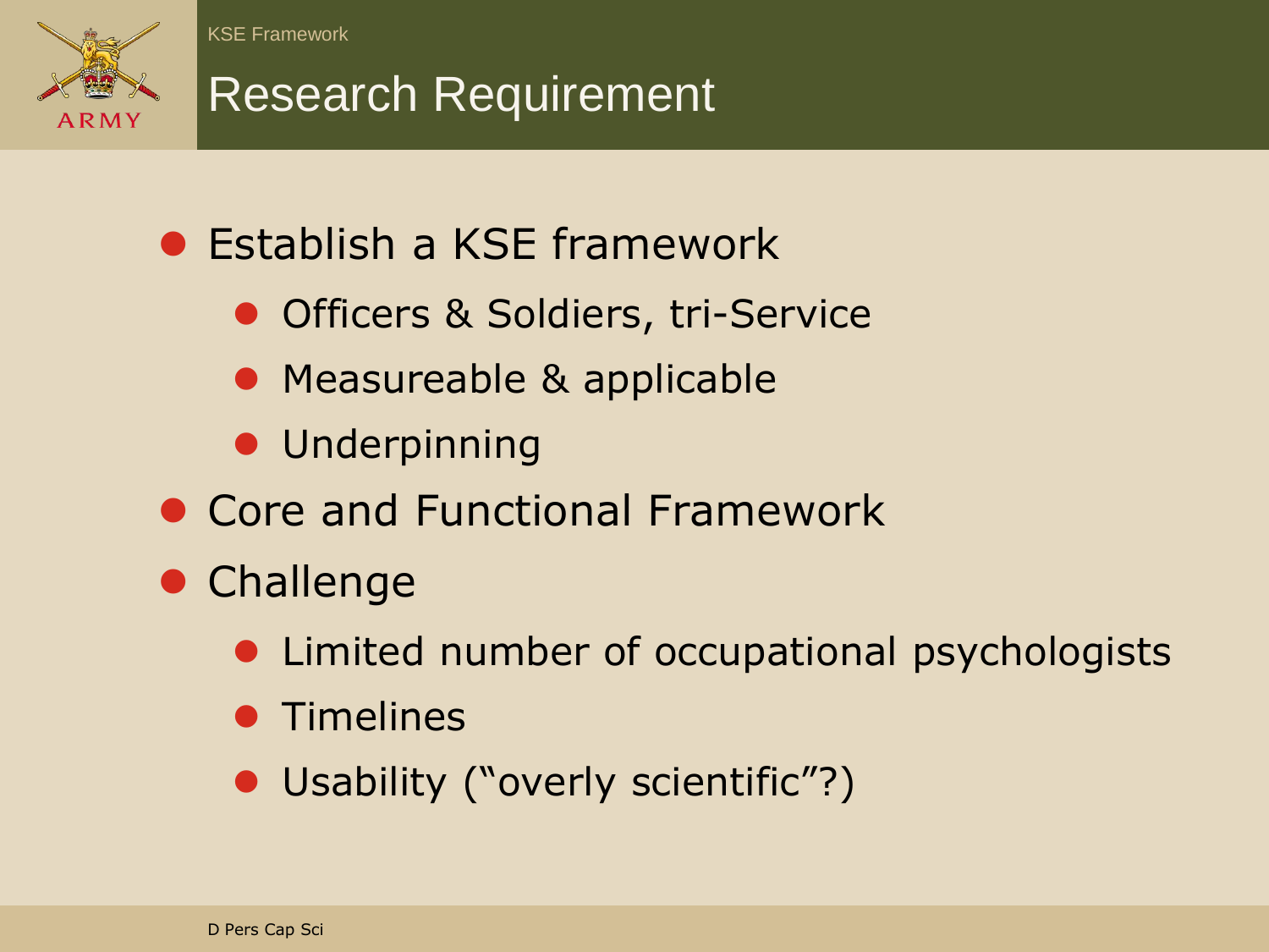# Research Requirement

- Establish a KSE framework
  - Officers & Soldiers, tri-Service
  - Measureable & applicable
  - Underpinning
- Core and Functional Framework
- Challenge
  - Limited number of occupational psychologists
  - Timelines
  - Usability ("overly scientific"?)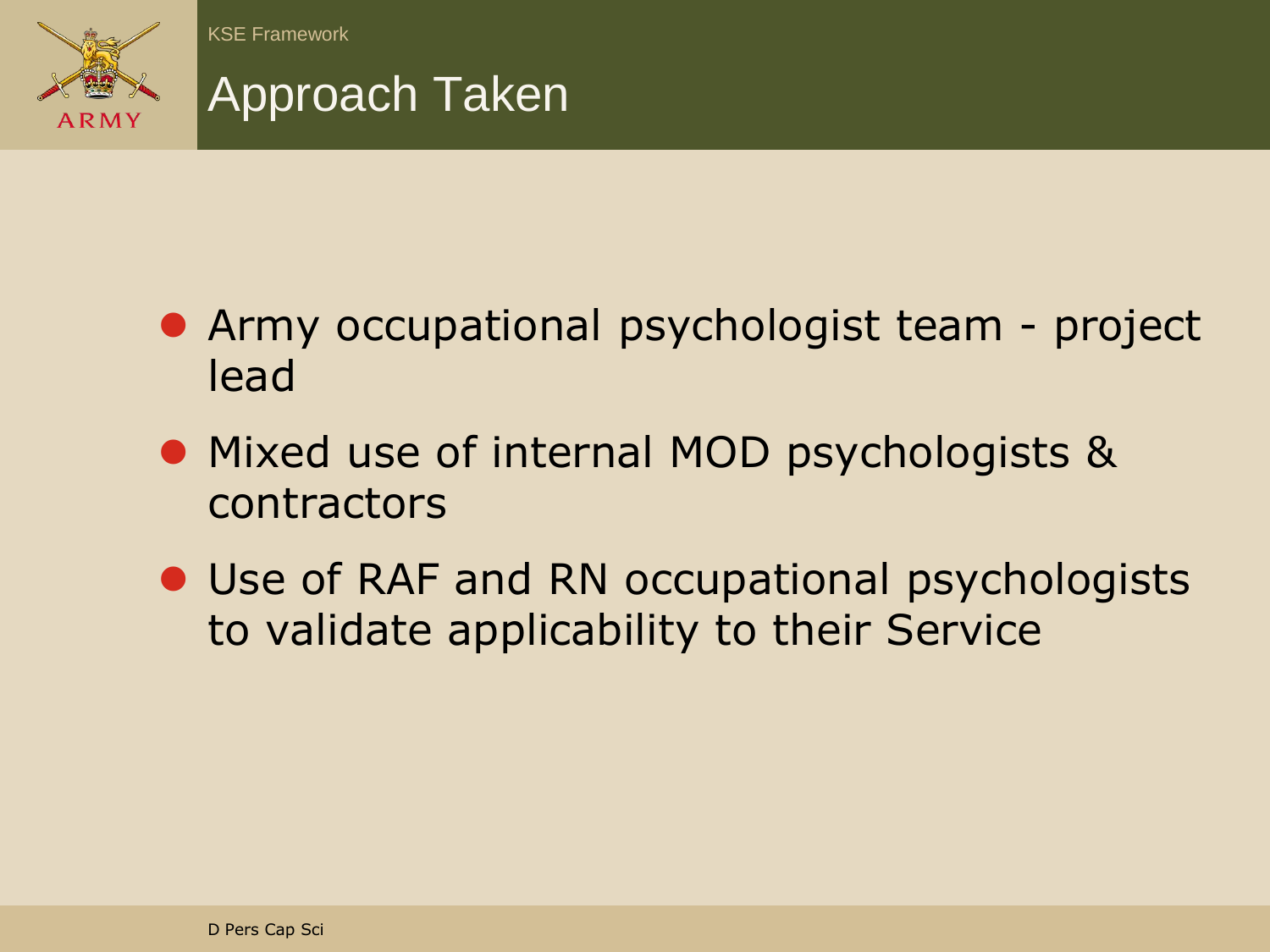# Approach Taken

- Army occupational psychologist team - project lead
- Mixed use of internal MOD psychologists & contractors
- Use of RAF and RN occupational psychologists to validate applicability to their Service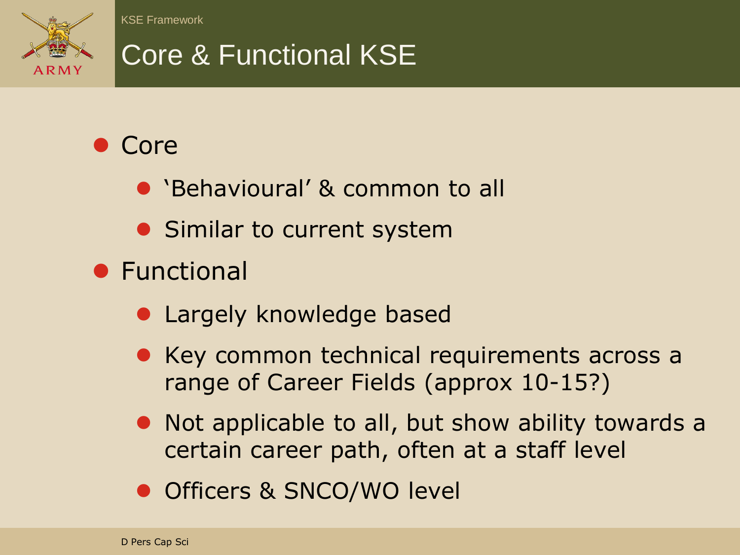# Core & Functional KSE

- Core
  - 'Behavioural' & common to all
  - Similar to current system
- Functional
  - Largely knowledge based
  - Key common technical requirements across a range of Career Fields (approx 10-15?)
  - Not applicable to all, but show ability towards a certain career path, often at a staff level
  - Officers & SNCO/WO level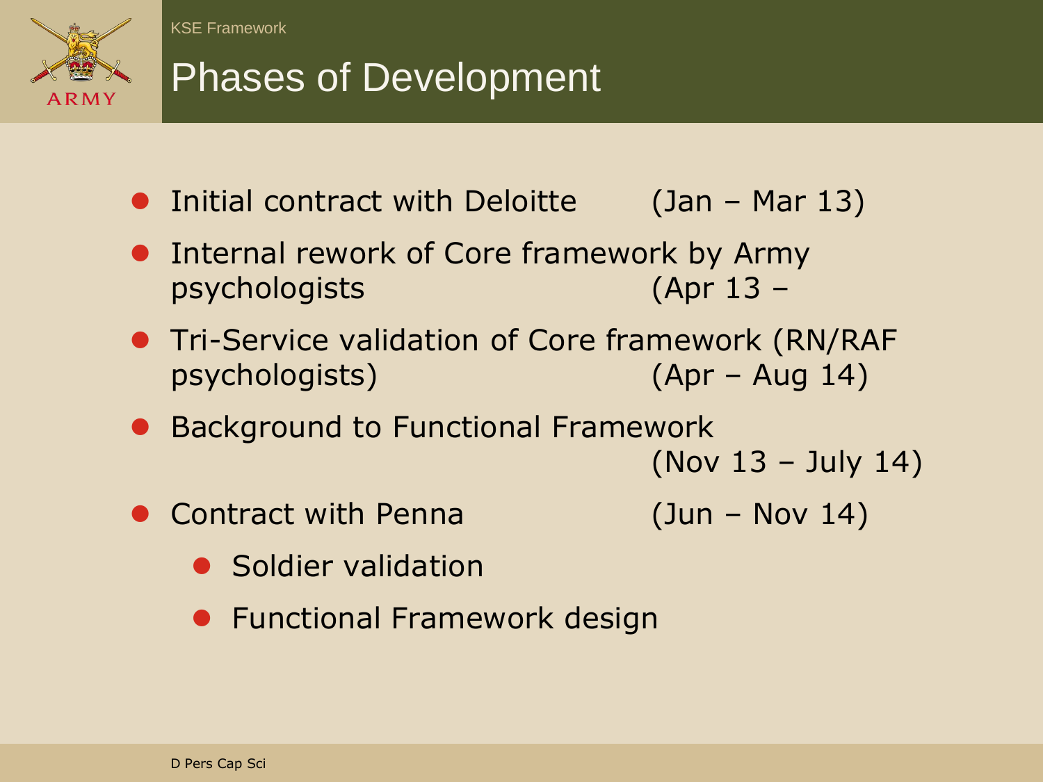# Phases of Development

- Initial contract with Deloitte (Jan – Mar 13)
- Internal rework of Core framework by Army psychologists (Apr 13 –
- Tri-Service validation of Core framework (RN/RAF psychologists) (Apr – Aug 14)
- Background to Functional Framework (Nov 13 – July 14)
- Contract with Penna (Jun – Nov 14)
  - Soldier validation
  - Functional Framework design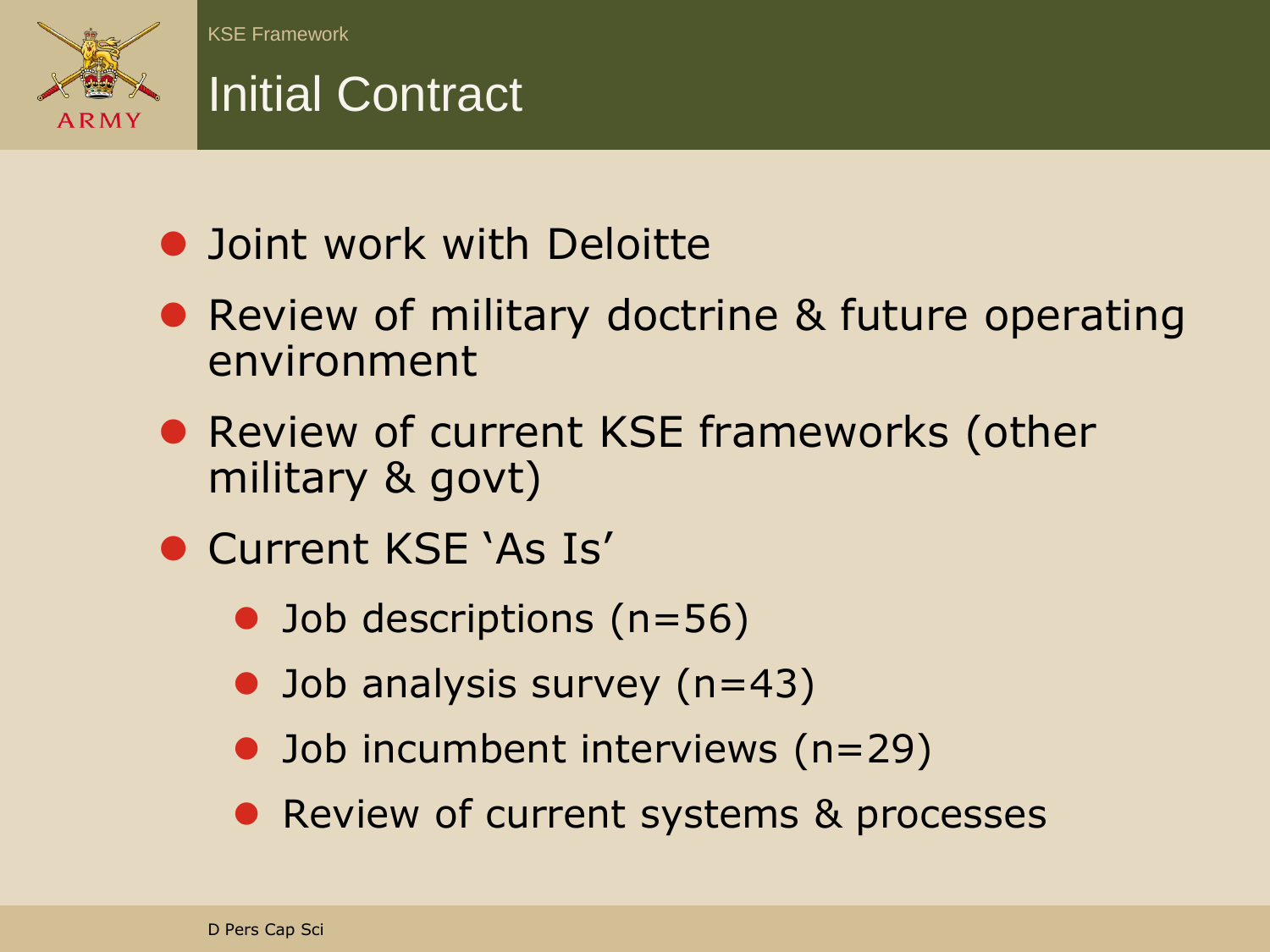# Initial Contract

- Joint work with Deloitte
- Review of military doctrine & future operating environment
- Review of current KSE frameworks (other military & govt)
- Current KSE 'As Is'
  - Job descriptions (n=56)
  - Job analysis survey (n=43)
  - Job incumbent interviews (n=29)
  - Review of current systems & processes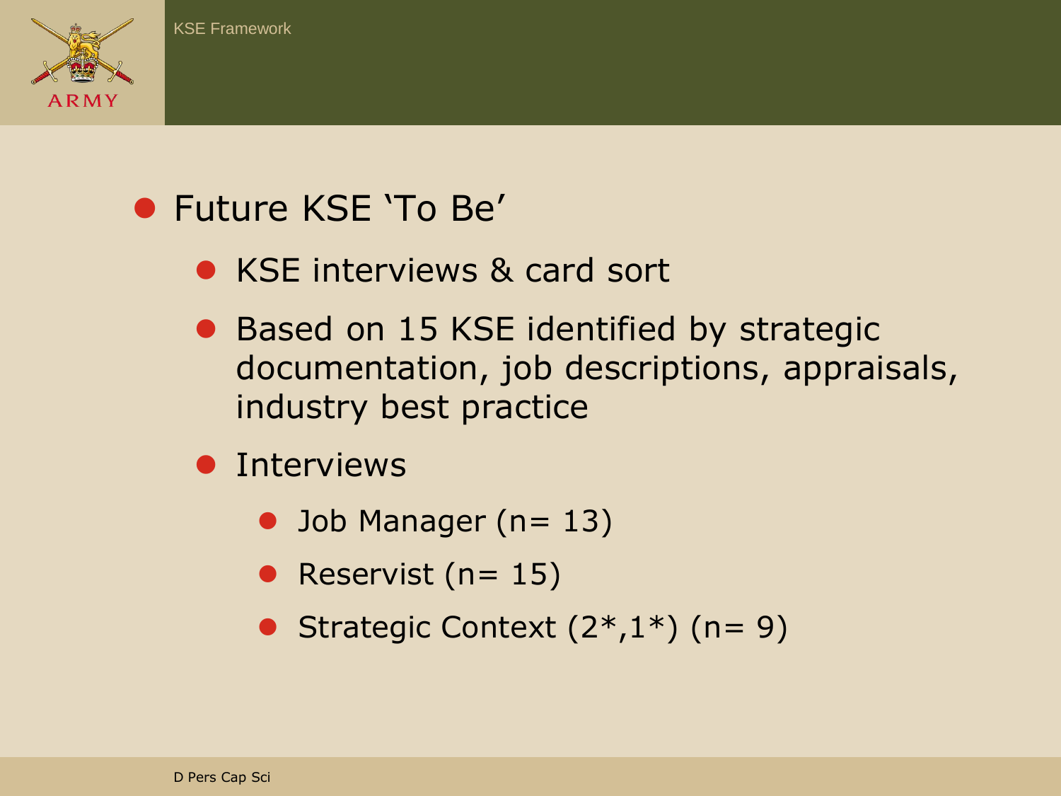- Future KSE 'To Be'
  - KSE interviews & card sort
  - Based on 15 KSE identified by strategic documentation, job descriptions, appraisals, industry best practice
  - Interviews
    - Job Manager (n= 13)
    - Reservist (n= 15)
    - Strategic Context (2*,1*) (n= 9)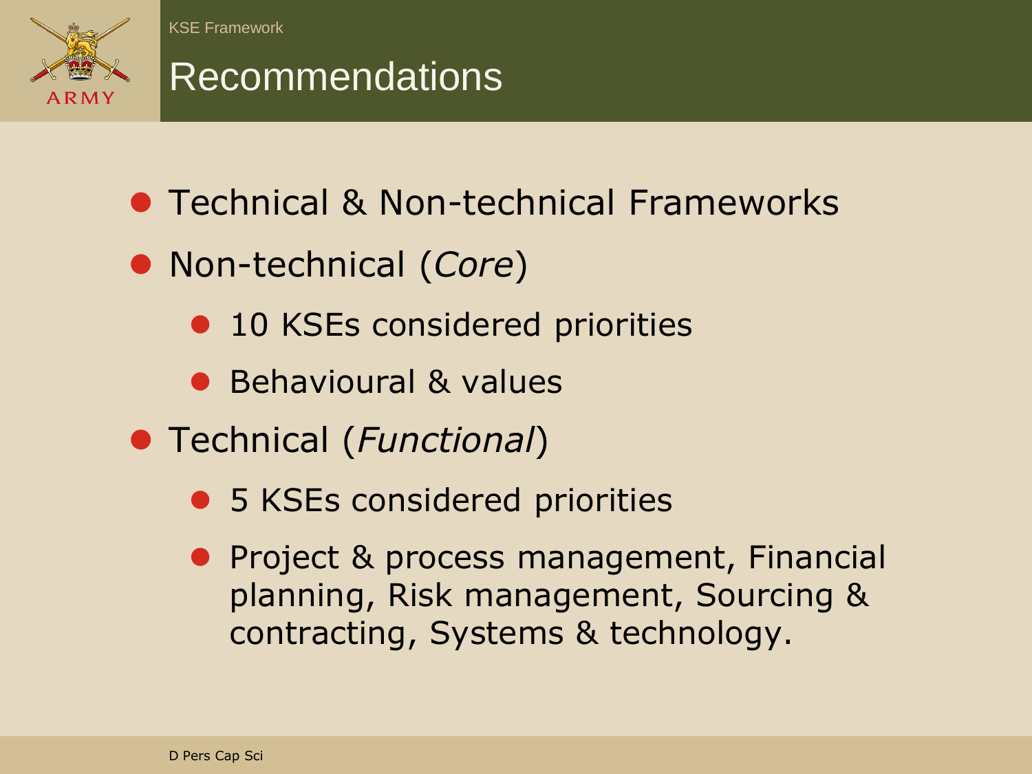# Recommendations

- Technical & Non-technical Frameworks
- Non-technical (*Core*)
  - 10 KSEs considered priorities
  - Behavioural & values
- Technical (*Functional*)
  - 5 KSEs considered priorities
  - Project & process management, Financial planning, Risk management, Sourcing & contracting, Systems & technology.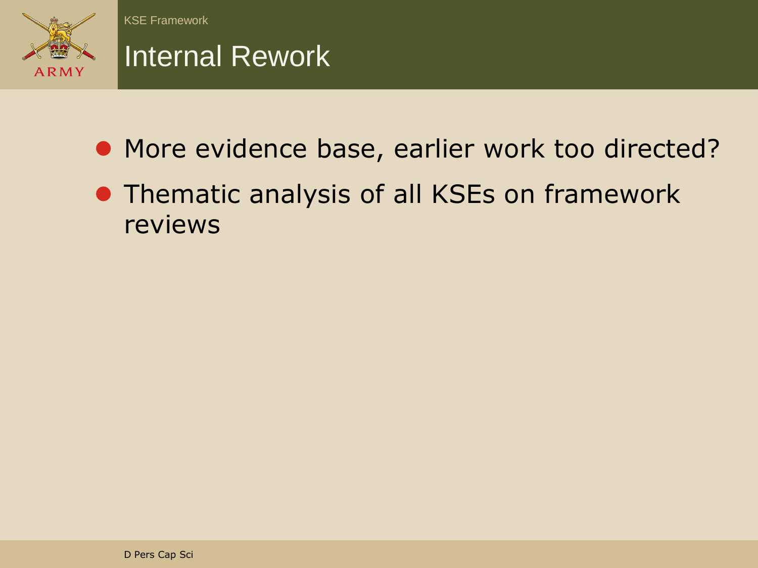# Internal Rework

- More evidence base, earlier work too directed?
- Thematic analysis of all KSEs on framework reviews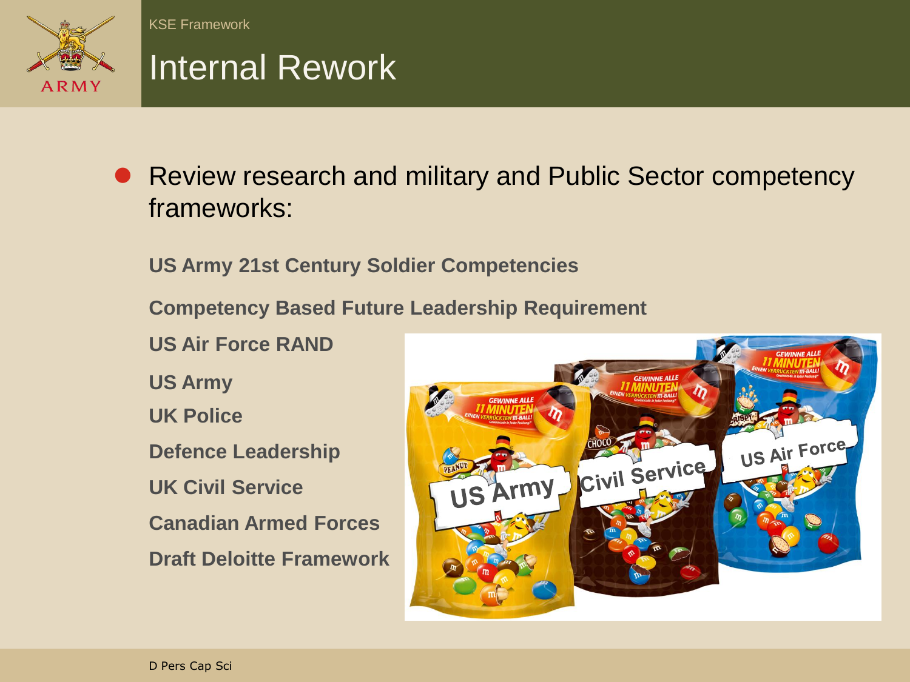KSE Framework

# Internal Rework

- Review research and military and Public Sector competency frameworks:

**US Army 21st Century Soldier Competencies**

**Competency Based Future Leadership Requirement**

**US Air Force RAND**

**US Army**

**UK Police**

**Defence Leadership**

**UK Civil Service**

**Canadian Armed Forces**

**Draft Deloitte Framework**

D Pers Cap Sci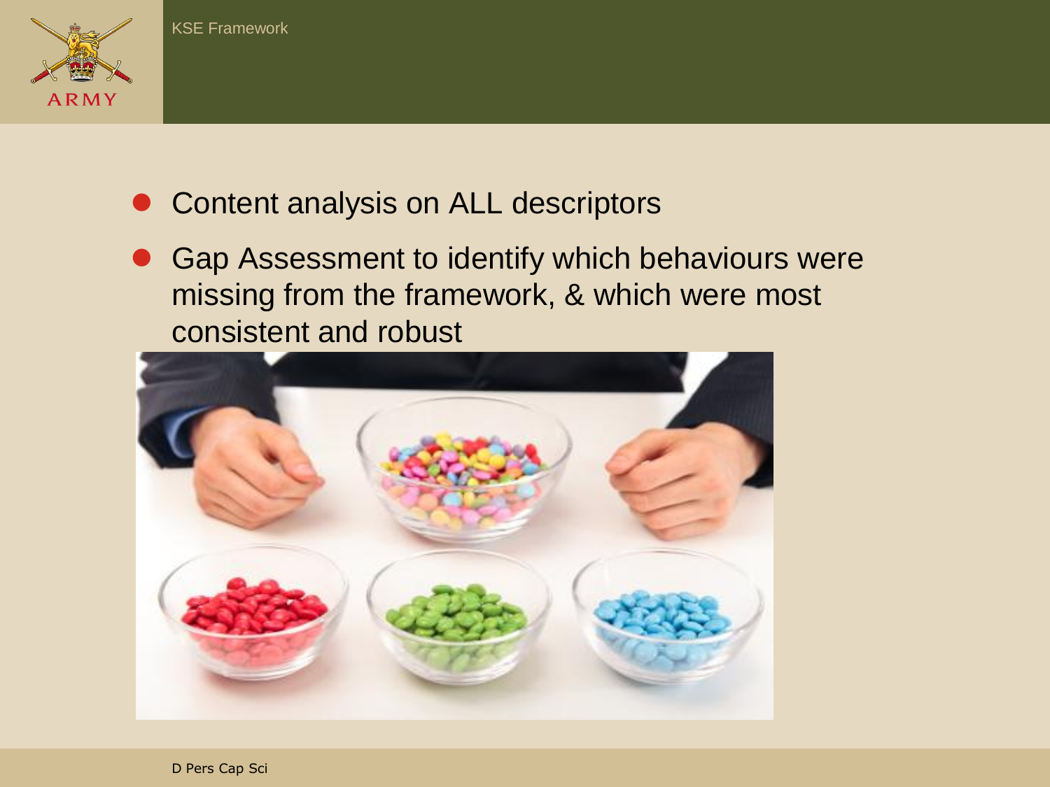- Content analysis on ALL descriptors
- Gap Assessment to identify which behaviours were missing from the framework, & which were most consistent and robust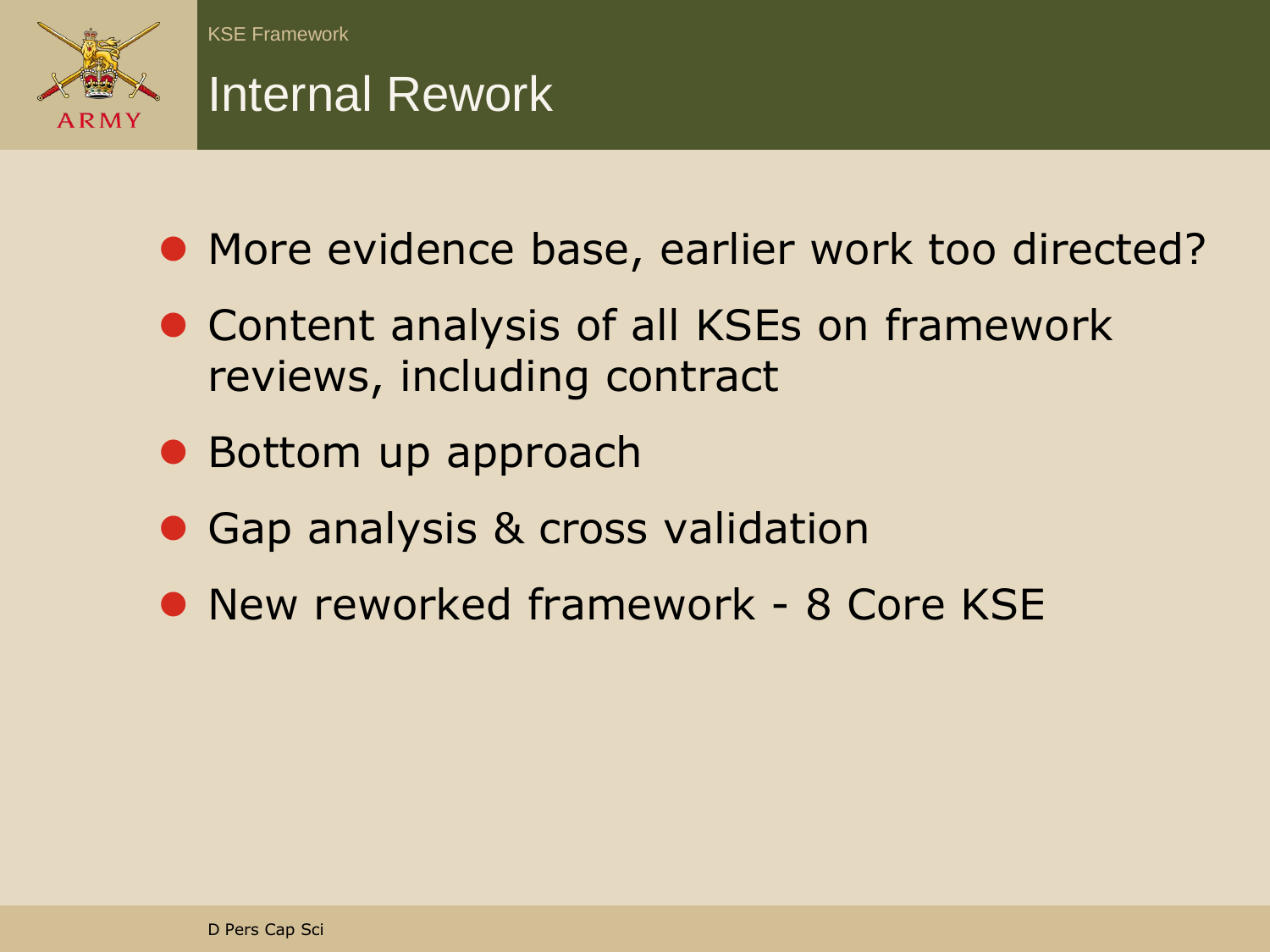# Internal Rework

- More evidence base, earlier work too directed?
- Content analysis of all KSEs on framework reviews, including contract
- Bottom up approach
- Gap analysis & cross validation
- New reworked framework - 8 Core KSE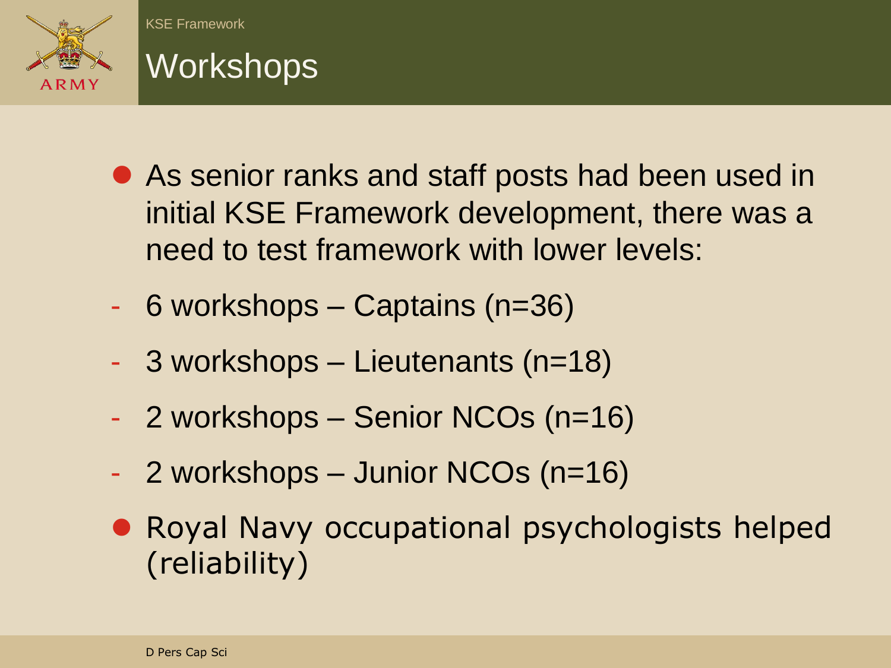# Workshops

- As senior ranks and staff posts had been used in initial KSE Framework development, there was a need to test framework with lower levels:
  - 6 workshops – Captains (n=36)
  - 3 workshops – Lieutenants (n=18)
  - 2 workshops – Senior NCOs (n=16)
  - 2 workshops – Junior NCOs (n=16)
- Royal Navy occupational psychologists helped (reliability)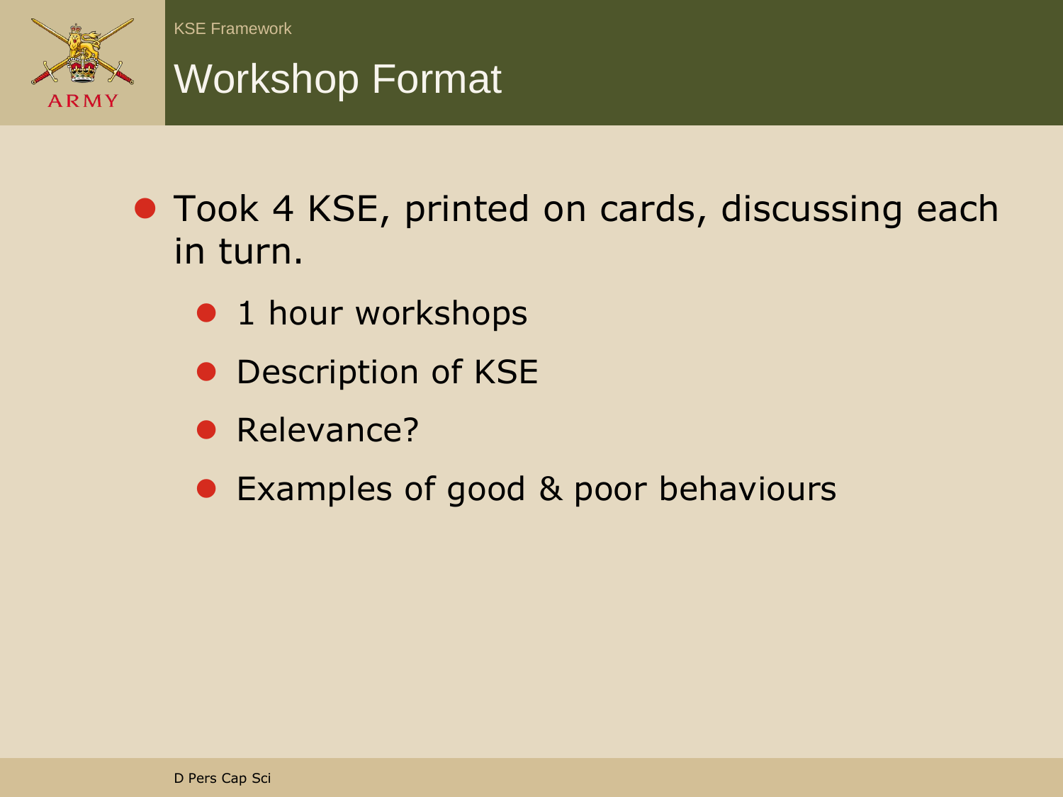# Workshop Format

- Took 4 KSE, printed on cards, discussing each in turn.
  - 1 hour workshops
  - Description of KSE
  - Relevance?
  - Examples of good & poor behaviours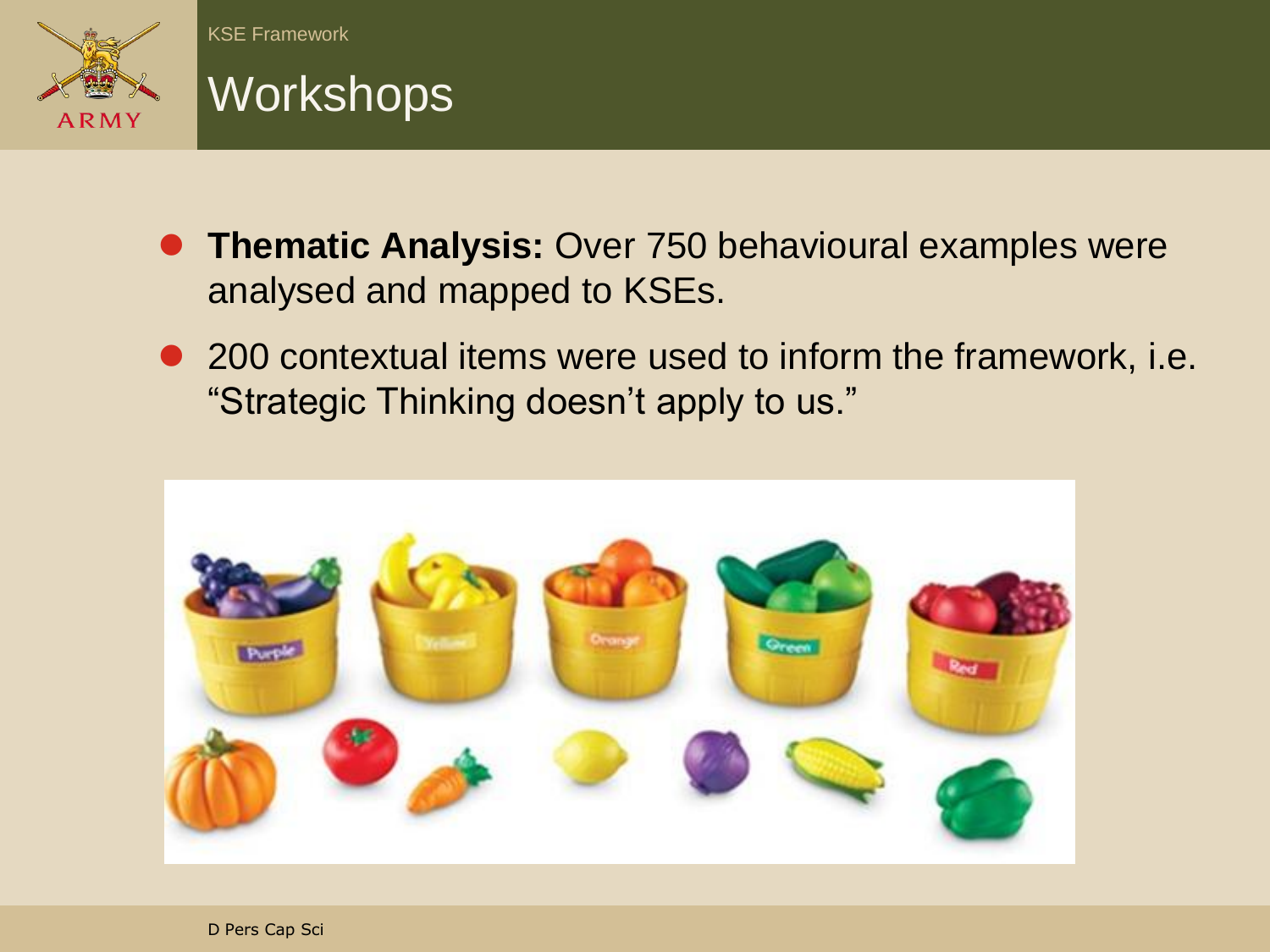## Workshops

- **Thematic Analysis:** Over 750 behavioural examples were analysed and mapped to KSEs.
- 200 contextual items were used to inform the framework, i.e. "Strategic Thinking doesn't apply to us."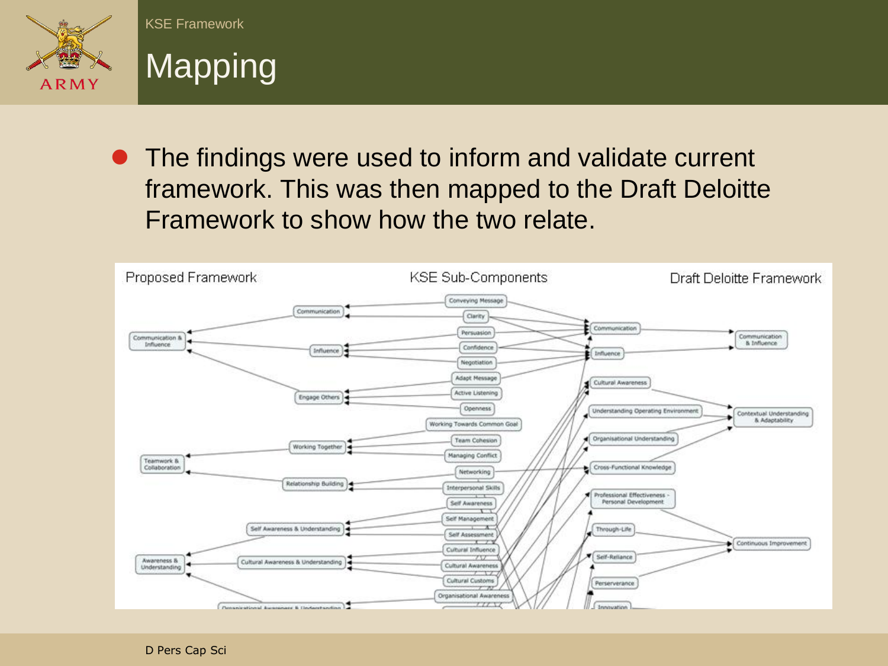# Mapping

- The findings were used to inform and validate current framework. This was then mapped to the Draft Deloitte Framework to show how the two relate.

Proposed Framework | KSE Sub-Components | Draft Deloitte Framework

Communication & Influence
Communication
Influence
Engage Others
Teamwork & Collaboration
Working Together
Relationship Building
Awareness & Understanding
Self Awareness & Understanding
Cultural Awareness & Understanding
Organisational Awareness & Understanding

Conveying Message
Clarity
Persuasion
Confidence
Negotiation
Adapt Message
Active Listening
Openness
Working Towards Common Goal
Team Cohesion
Managing Conflict
Networking
Interpersonal Skills
Self Awareness
Self Management
Self Assessment
Cultural Influence
Cultural Awareness
Cultural Customs
Organisational Awareness

Communication
Influence
Cultural Awareness
Understanding Operating Environment
Organisational Understanding
Cross-Functional Knowledge
Professional Effectiveness - Personal Development
Through-Life
Self-Reliance
Perserverance
Innovation

Communication & Influence
Contextual Understanding & Adaptability
Continuous Improvement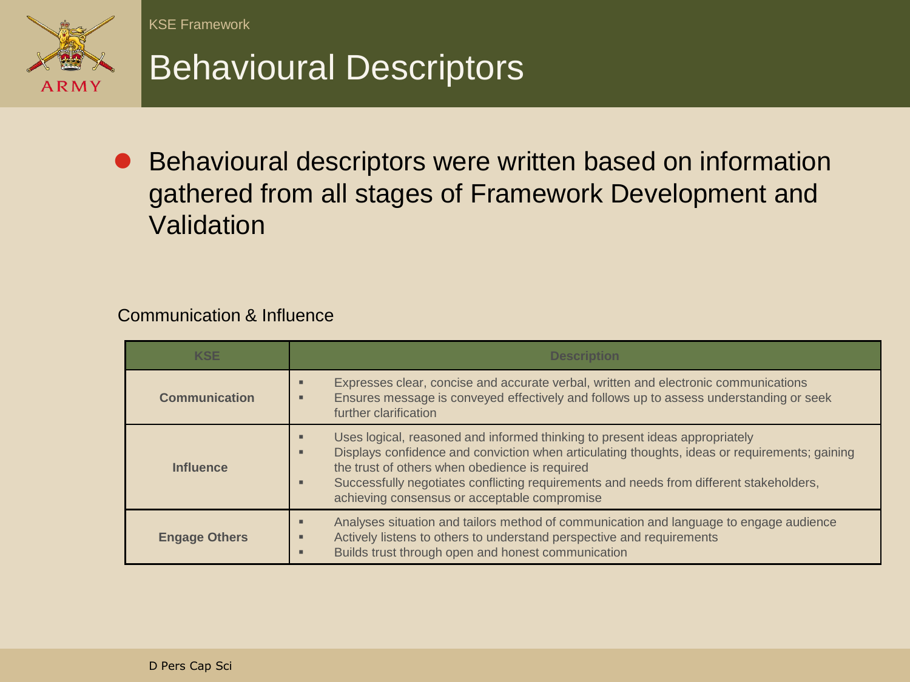# Behavioural Descriptors

- Behavioural descriptors were written based on information gathered from all stages of Framework Development and Validation

Communication & Influence

| KSE | Description |
|---|---|
| **Communication** | ▪ Expresses clear, concise and accurate verbal, written and electronic communications<br>▪ Ensures message is conveyed effectively and follows up to assess understanding or seek further clarification |
| **Influence** | ▪ Uses logical, reasoned and informed thinking to present ideas appropriately<br>▪ Displays confidence and conviction when articulating thoughts, ideas or requirements; gaining the trust of others when obedience is required<br>▪ Successfully negotiates conflicting requirements and needs from different stakeholders, achieving consensus or acceptable compromise |
| **Engage Others** | ▪ Analyses situation and tailors method of communication and language to engage audience<br>▪ Actively listens to others to understand perspective and requirements<br>▪ Builds trust through open and honest communication |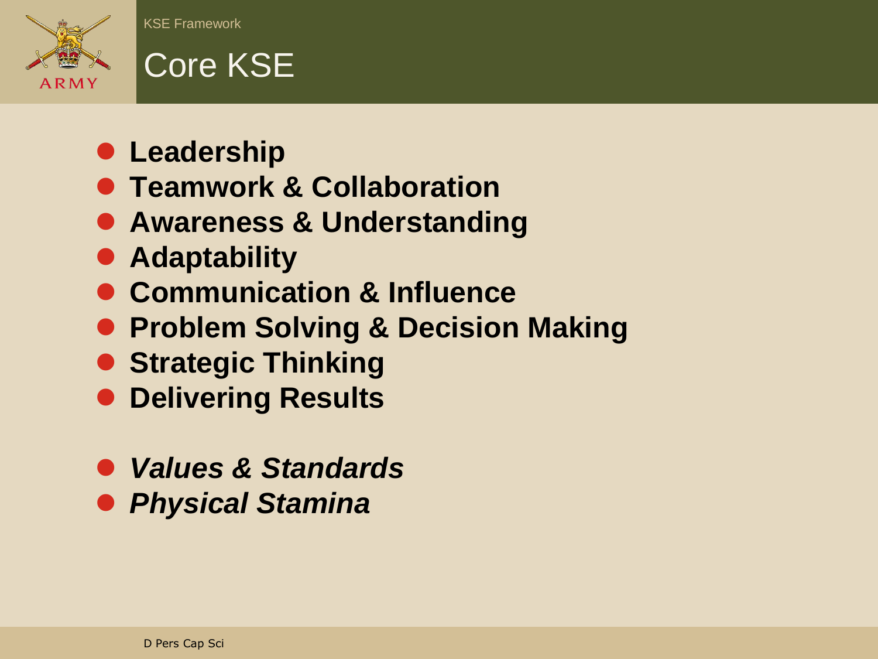# Core KSE

- **Leadership**
- **Teamwork & Collaboration**
- **Awareness & Understanding**
- **Adaptability**
- **Communication & Influence**
- **Problem Solving & Decision Making**
- **Strategic Thinking**
- **Delivering Results**

- ***Values & Standards***
- ***Physical Stamina***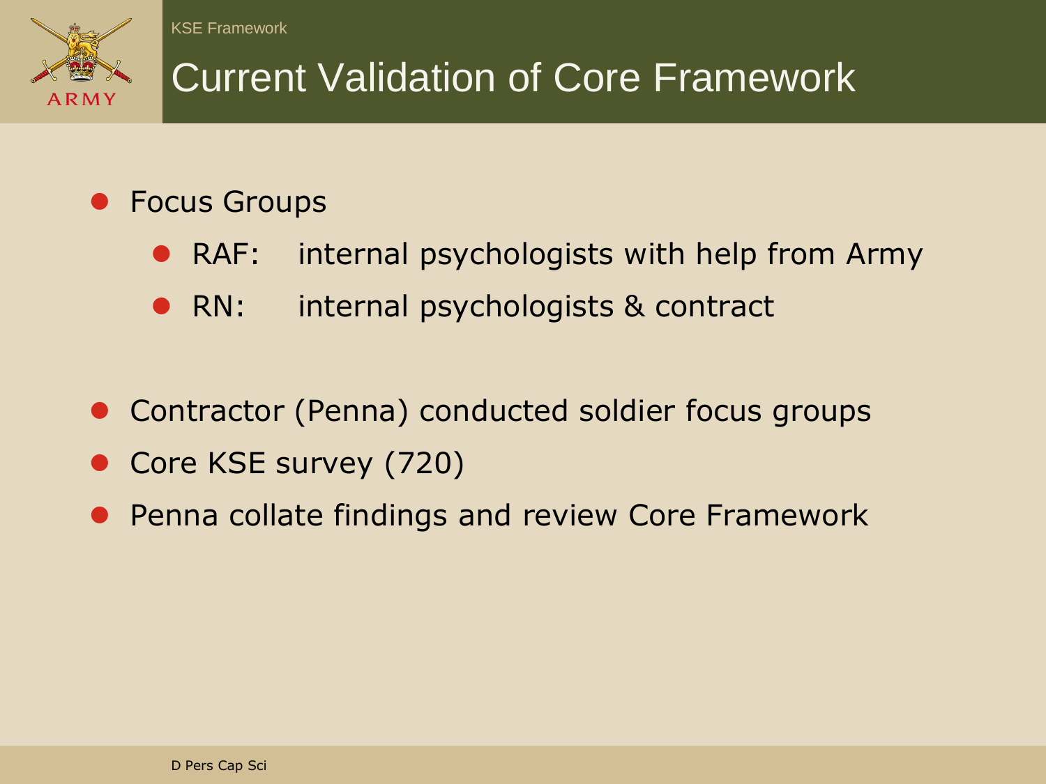# Current Validation of Core Framework

- Focus Groups
  - RAF: internal psychologists with help from Army
  - RN: internal psychologists & contract
- Contractor (Penna) conducted soldier focus groups
- Core KSE survey (720)
- Penna collate findings and review Core Framework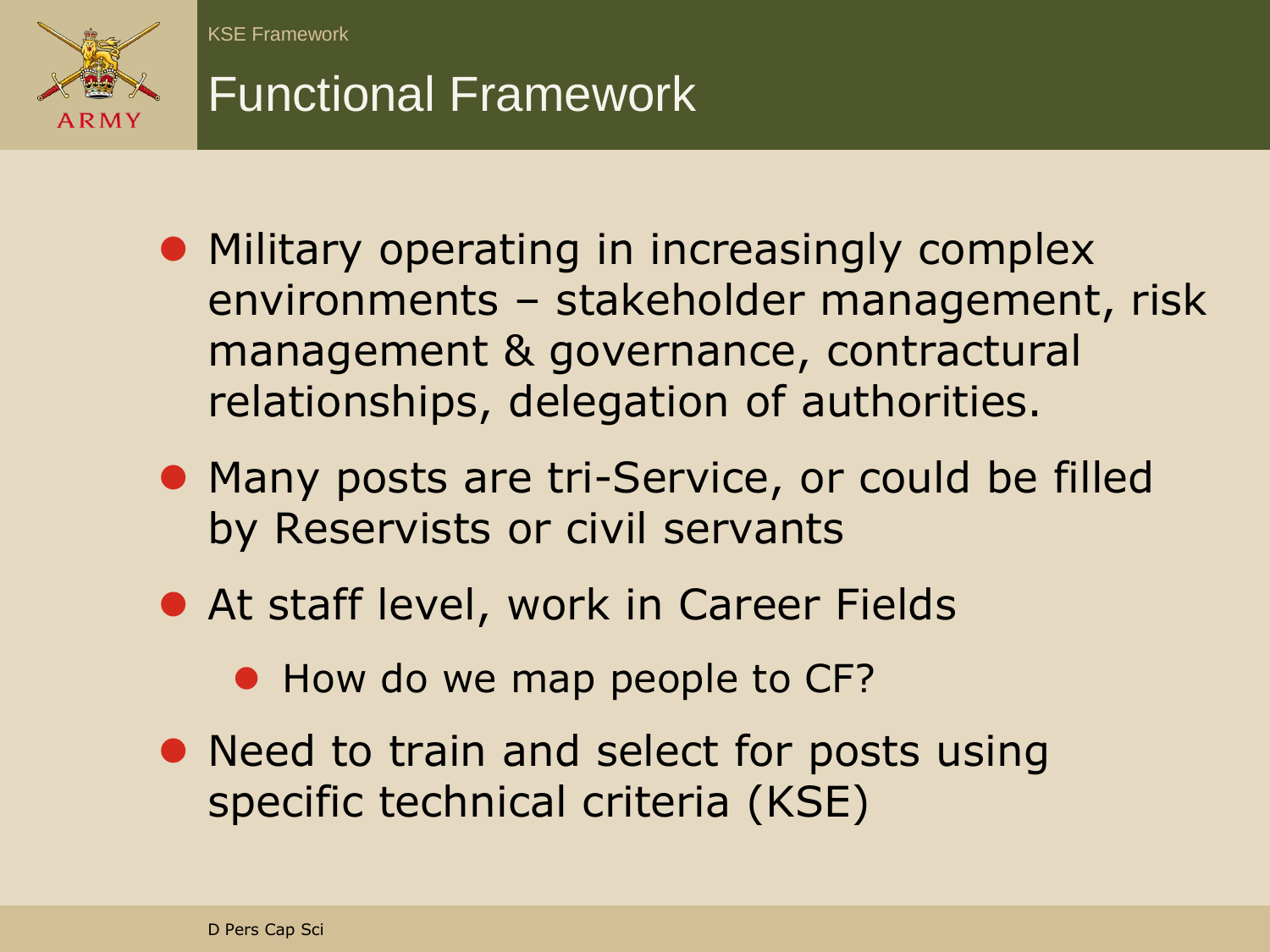# Functional Framework

- Military operating in increasingly complex environments – stakeholder management, risk management & governance, contractual relationships, delegation of authorities.
- Many posts are tri-Service, or could be filled by Reservists or civil servants
- At staff level, work in Career Fields
  - How do we map people to CF?
- Need to train and select for posts using specific technical criteria (KSE)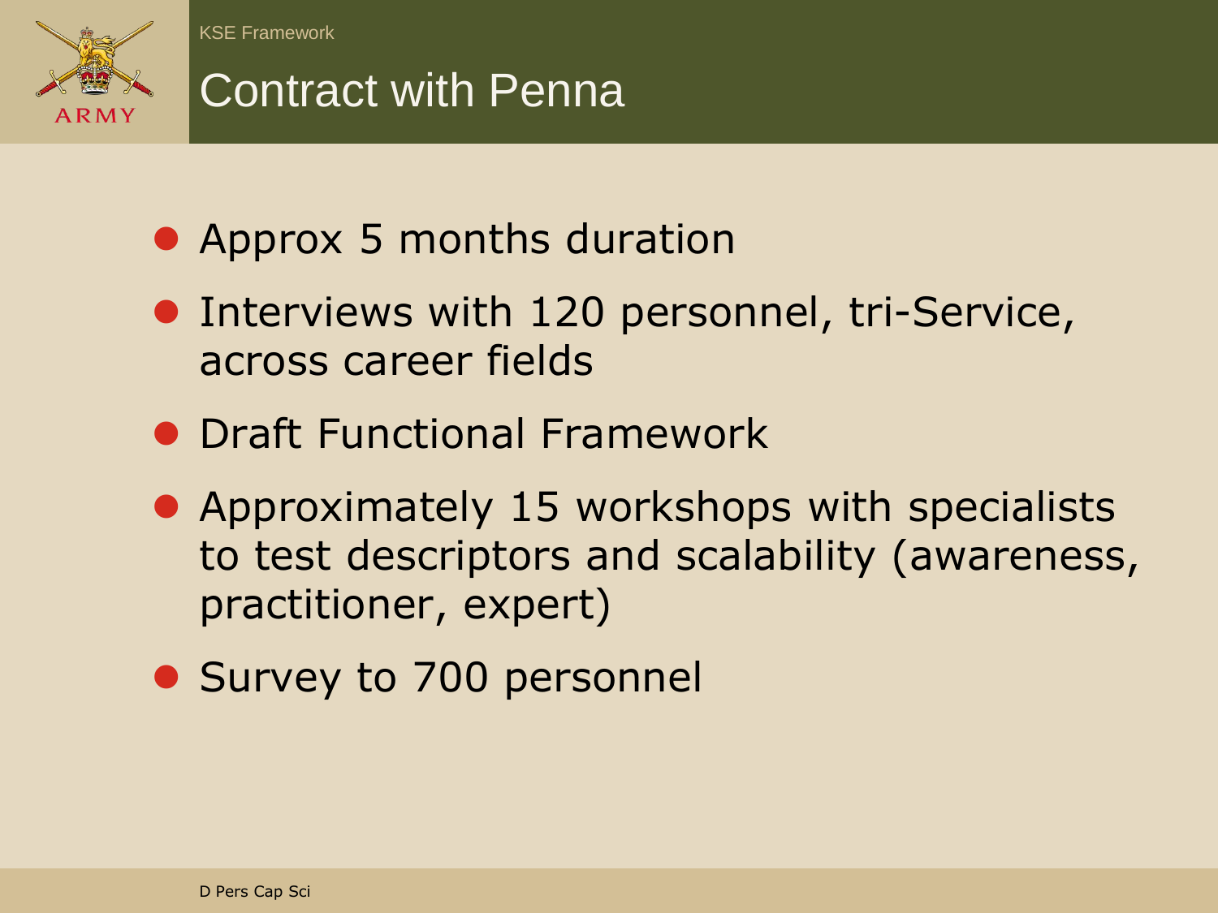# Contract with Penna

- Approx 5 months duration
- Interviews with 120 personnel, tri-Service, across career fields
- Draft Functional Framework
- Approximately 15 workshops with specialists to test descriptors and scalability (awareness, practitioner, expert)
- Survey to 700 personnel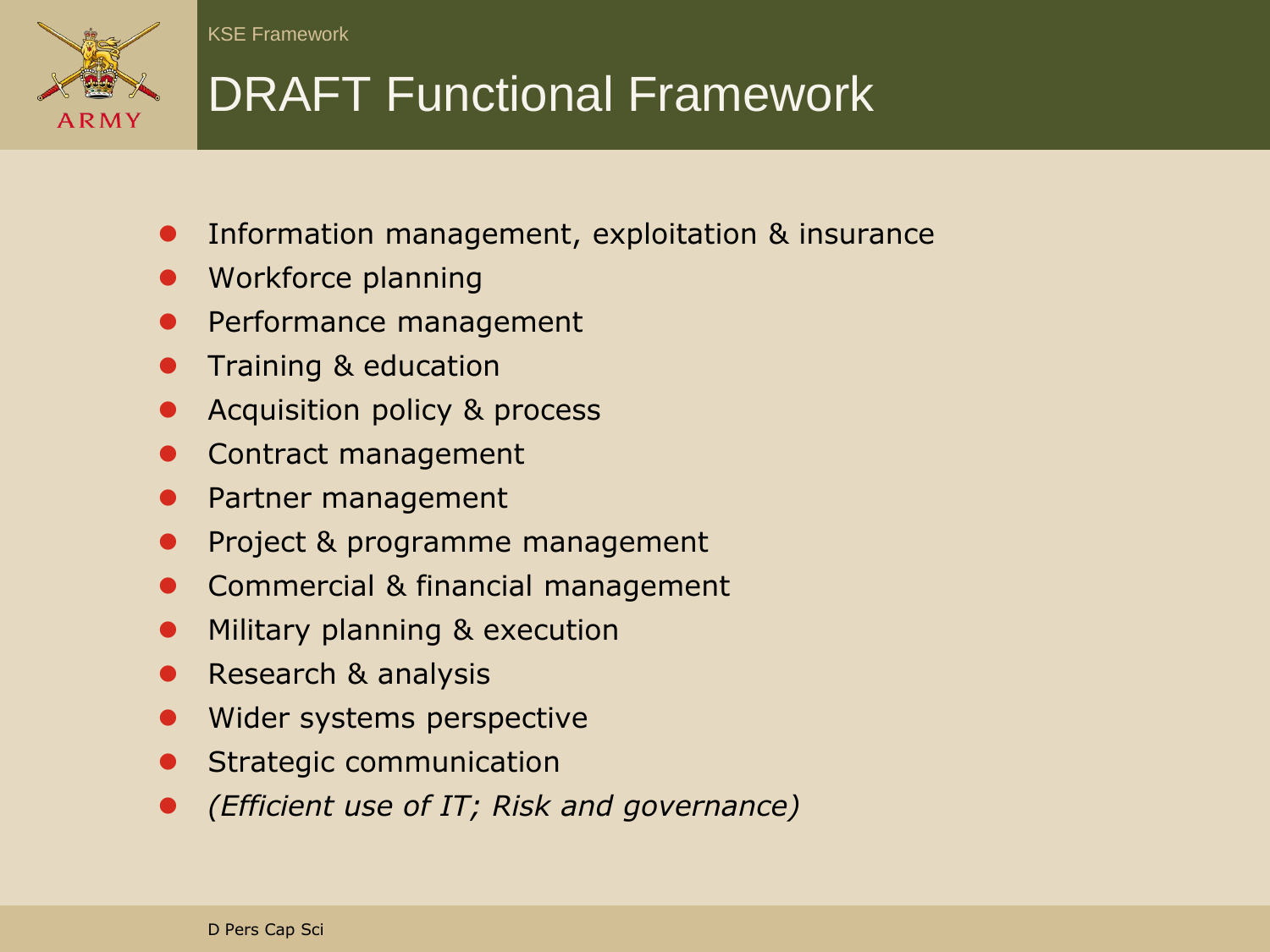# DRAFT Functional Framework

- Information management, exploitation & insurance
- Workforce planning
- Performance management
- Training & education
- Acquisition policy & process
- Contract management
- Partner management
- Project & programme management
- Commercial & financial management
- Military planning & execution
- Research & analysis
- Wider systems perspective
- Strategic communication
- *(Efficient use of IT; Risk and governance)*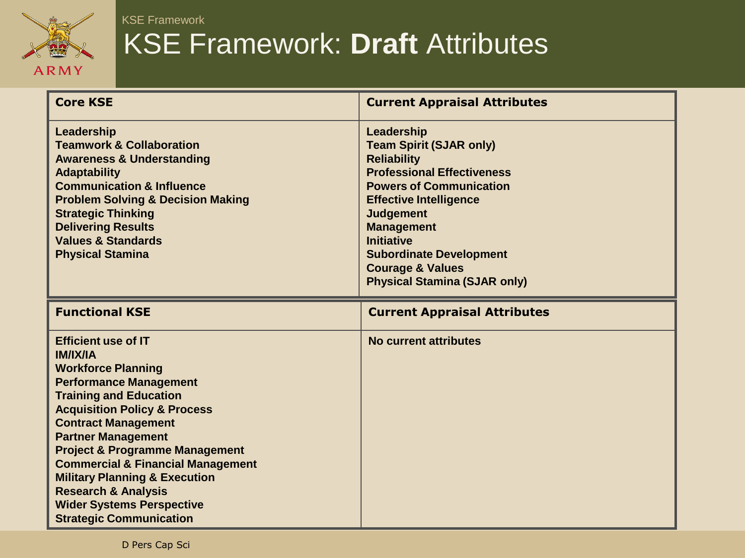# KSE Framework: **Draft** Attributes

| Core KSE | Current Appraisal Attributes |
|---|---|
| Leadership<br>Teamwork & Collaboration<br>Awareness & Understanding<br>Adaptability<br>Communication & Influence<br>Problem Solving & Decision Making<br>Strategic Thinking<br>Delivering Results<br>Values & Standards<br>Physical Stamina | Leadership<br>Team Spirit (SJAR only)<br>Reliability<br>Professional Effectiveness<br>Powers of Communication<br>Effective Intelligence<br>Judgement<br>Management<br>Initiative<br>Subordinate Development<br>Courage & Values<br>Physical Stamina (SJAR only) |

| Functional KSE | Current Appraisal Attributes |
|---|---|
| Efficient use of IT<br>IM/IX/IA<br>Workforce Planning<br>Performance Management<br>Training and Education<br>Acquisition Policy & Process<br>Contract Management<br>Partner Management<br>Project & Programme Management<br>Commercial & Financial Management<br>Military Planning & Execution<br>Research & Analysis<br>Wider Systems Perspective<br>Strategic Communication | No current attributes |

D Pers Cap Sci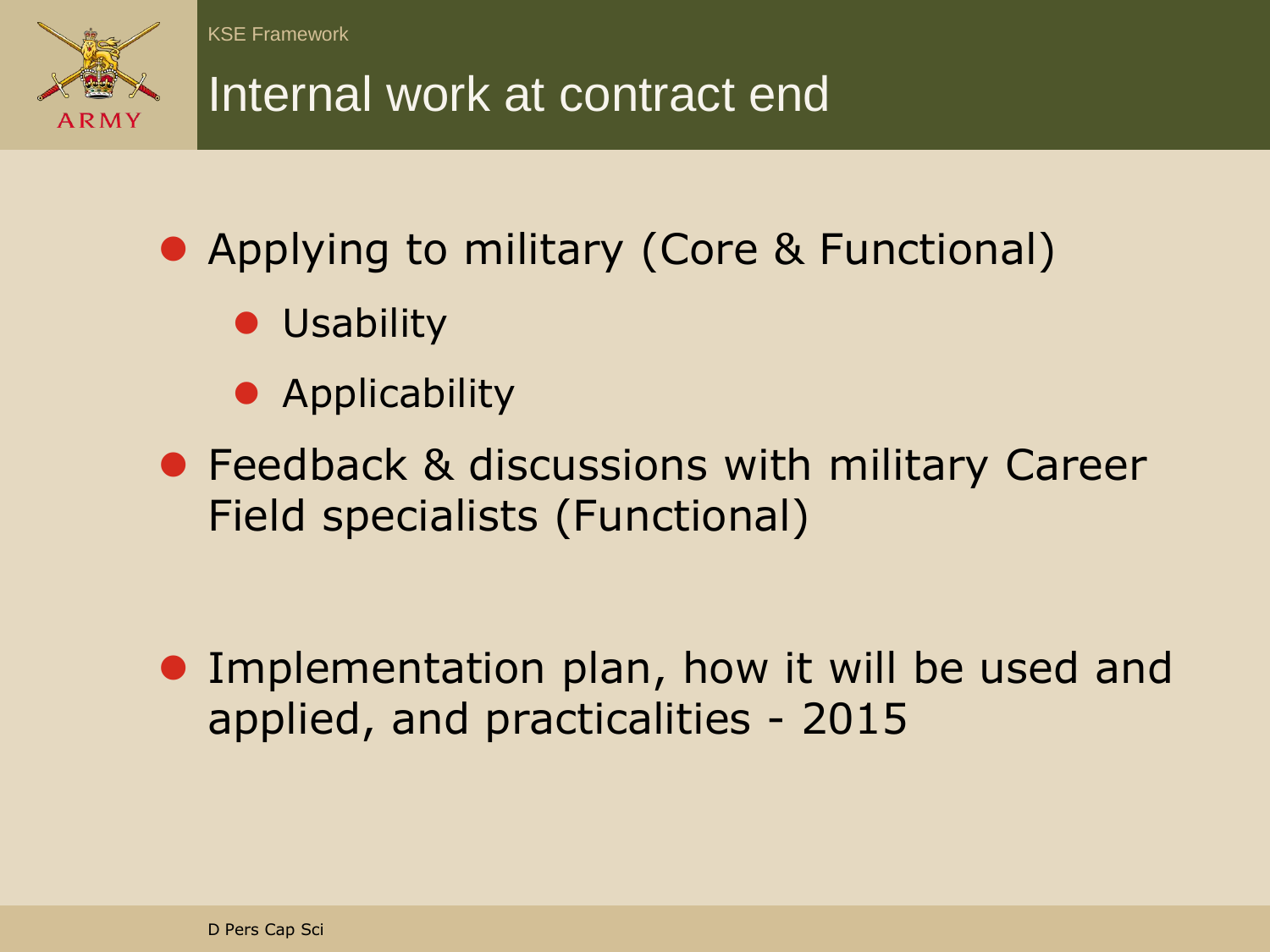# Internal work at contract end

- Applying to military (Core & Functional)
  - Usability
  - Applicability
- Feedback & discussions with military Career Field specialists (Functional)
- Implementation plan, how it will be used and applied, and practicalities - 2015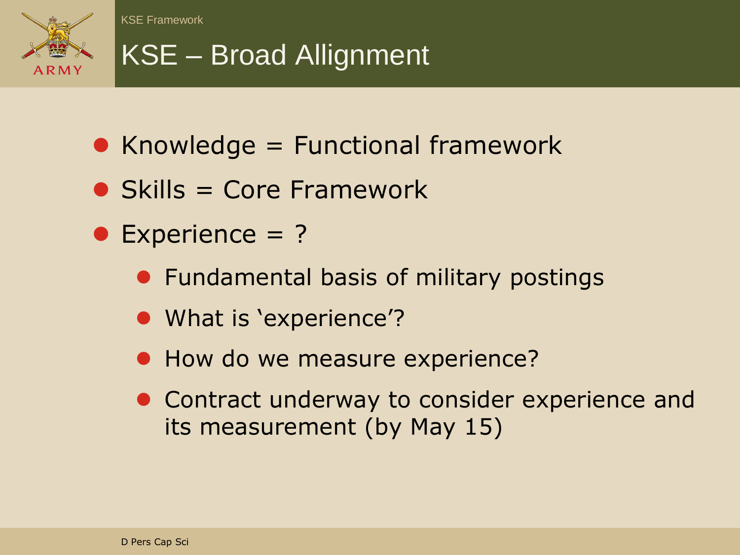# KSE – Broad Allignment

- Knowledge = Functional framework
- Skills = Core Framework
- Experience = ?
  - Fundamental basis of military postings
  - What is ‘experience’?
  - How do we measure experience?
  - Contract underway to consider experience and its measurement (by May 15)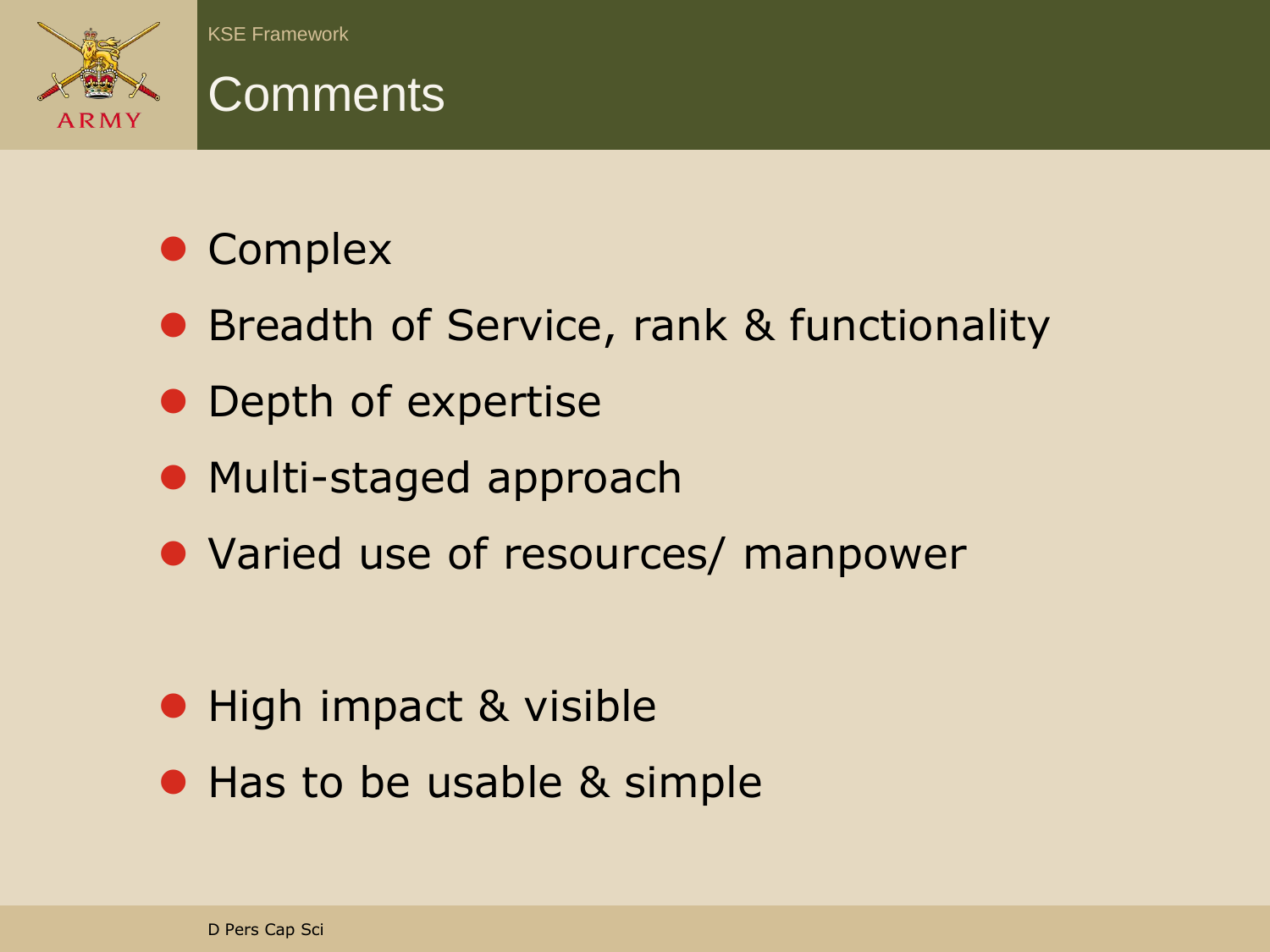KSE Framework

# Comments

- Complex
- Breadth of Service, rank & functionality
- Depth of expertise
- Multi-staged approach
- Varied use of resources/ manpower

- High impact & visible
- Has to be usable & simple